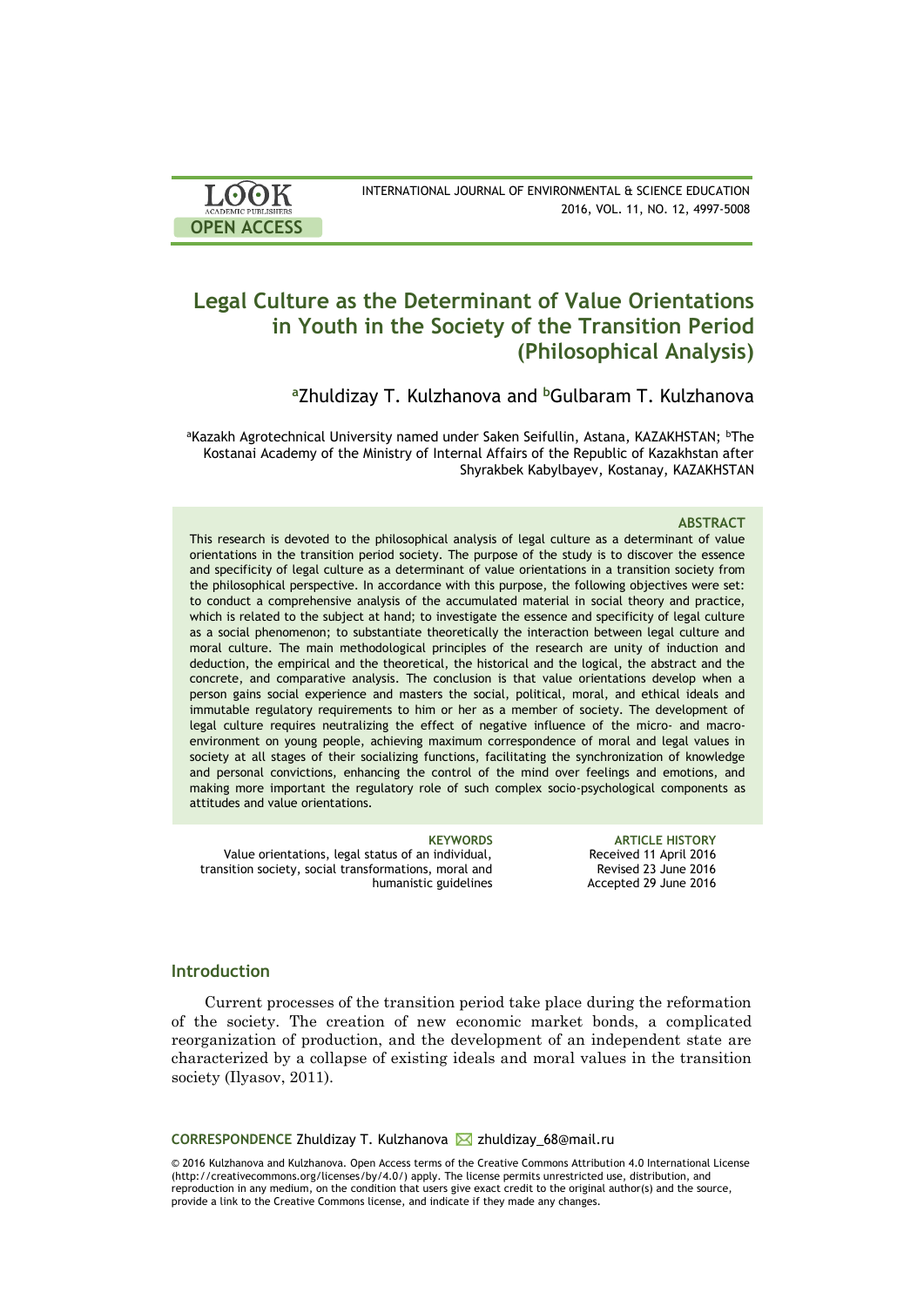# Legal Culture as the Determinant of Value Orientations in Youth in the Society of the Transition Period (Philosophical Analysis)

[a]Zhuldizay T. Kulzhanova and [b]Gulbaram T. Kulzhanova

[a]Kazakh Agrotechnical University named under Saken Seifullin, Astana, KAZAKHSTAN; [b]The Kostanai Academy of the Ministry of Internal Affairs of the Republic of Kazakhstan after Shyrakbek Kabylbayev, Kostanay, KAZAKHSTAN

### ABSTRACT

This research is devoted to the philosophical analysis of legal culture as a determinant of value orientations in the transition period society. The purpose of the study is to discover the essence and specificity of legal culture as a determinant of value orientations in a transition society from the philosophical perspective. In accordance with this purpose, the following objectives were set: to conduct a comprehensive analysis of the accumulated material in social theory and practice, which is related to the subject at hand; to investigate the essence and specificity of legal culture as a social phenomenon; to substantiate theoretically the interaction between legal culture and moral culture. The main methodological principles of the research are unity of induction and deduction, the empirical and the theoretical, the historical and the logical, the abstract and the concrete, and comparative analysis. The conclusion is that value orientations develop when a person gains social experience and masters the social, political, moral, and ethical ideals and immutable regulatory requirements to him or her as a member of society. The development of legal culture requires neutralizing the effect of negative influence of the micro- and macro-environment on young people, achieving maximum correspondence of moral and legal values in society at all stages of their socializing functions, facilitating the synchronization of knowledge and personal convictions, enhancing the control of the mind over feelings and emotions, and making more important the regulatory role of such complex socio-psychological components as attitudes and value orientations.

**KEYWORDS**
Value orientations, legal status of an individual, transition society, social transformations, moral and humanistic guidelines

**ARTICLE HISTORY**
Received 11 April 2016
Revised 23 June 2016
Accepted 29 June 2016

## Introduction

Current processes of the transition period take place during the reformation of the society. The creation of new economic market bonds, a complicated reorganization of production, and the development of an independent state are characterized by a collapse of existing ideals and moral values in the transition society (Ilyasov, 2011).

**CORRESPONDENCE** Zhuldizay T. Kulzhanova ✉ zhuldizay_68@mail.ru

© 2016 Kulzhanova and Kulzhanova. Open Access terms of the Creative Commons Attribution 4.0 International License (http://creativecommons.org/licenses/by/4.0/) apply. The license permits unrestricted use, distribution, and reproduction in any medium, on the condition that users give exact credit to the original author(s) and the source, provide a link to the Creative Commons license, and indicate if they made any changes.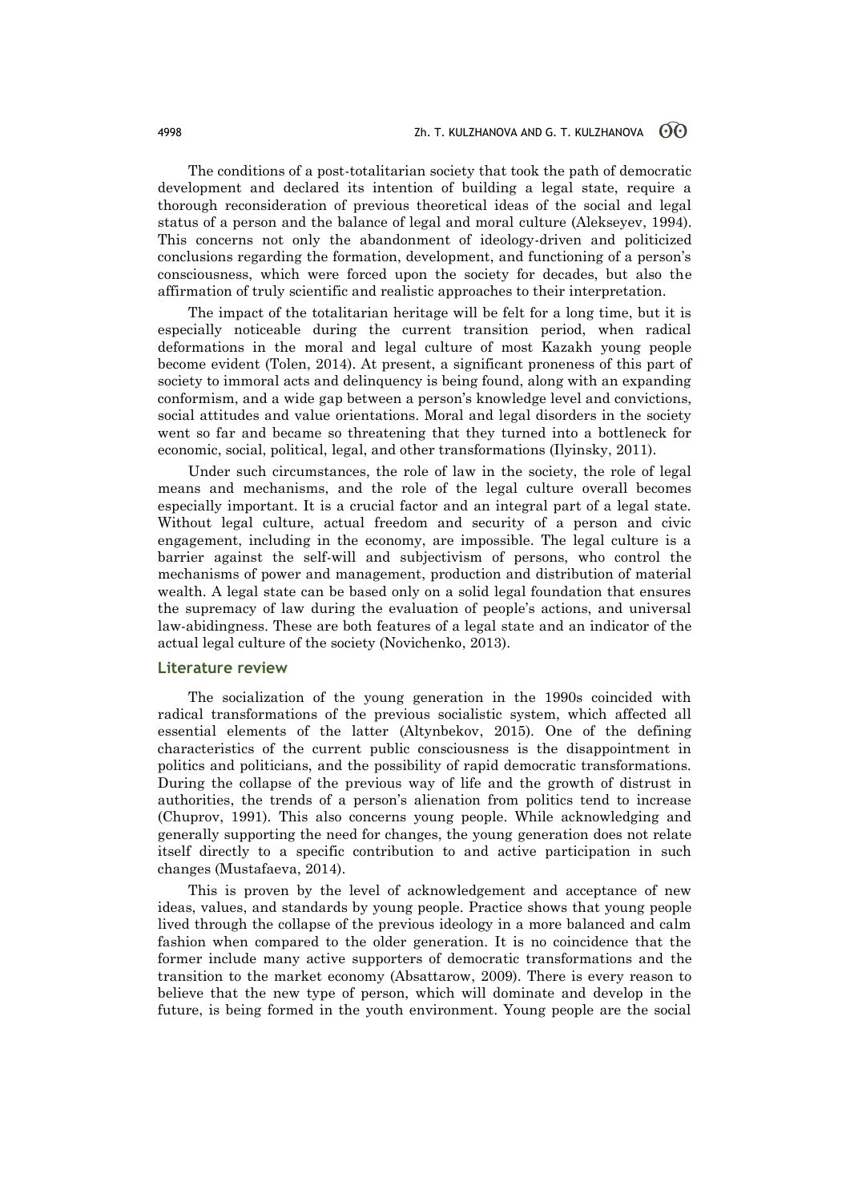The conditions of a post-totalitarian society that took the path of democratic development and declared its intention of building a legal state, require a thorough reconsideration of previous theoretical ideas of the social and legal status of a person and the balance of legal and moral culture (Alekseyev, 1994). This concerns not only the abandonment of ideology-driven and politicized conclusions regarding the formation, development, and functioning of a person's consciousness, which were forced upon the society for decades, but also the affirmation of truly scientific and realistic approaches to their interpretation.

The impact of the totalitarian heritage will be felt for a long time, but it is especially noticeable during the current transition period, when radical deformations in the moral and legal culture of most Kazakh young people become evident (Tolen, 2014). At present, a significant proneness of this part of society to immoral acts and delinquency is being found, along with an expanding conformism, and a wide gap between a person's knowledge level and convictions, social attitudes and value orientations. Moral and legal disorders in the society went so far and became so threatening that they turned into a bottleneck for economic, social, political, legal, and other transformations (Ilyinsky, 2011).

Under such circumstances, the role of law in the society, the role of legal means and mechanisms, and the role of the legal culture overall becomes especially important. It is a crucial factor and an integral part of a legal state. Without legal culture, actual freedom and security of a person and civic engagement, including in the economy, are impossible. The legal culture is a barrier against the self-will and subjectivism of persons, who control the mechanisms of power and management, production and distribution of material wealth. A legal state can be based only on a solid legal foundation that ensures the supremacy of law during the evaluation of people's actions, and universal law-abidingness. These are both features of a legal state and an indicator of the actual legal culture of the society (Novichenko, 2013).

## Literature review

The socialization of the young generation in the 1990s coincided with radical transformations of the previous socialistic system, which affected all essential elements of the latter (Altynbekov, 2015). One of the defining characteristics of the current public consciousness is the disappointment in politics and politicians, and the possibility of rapid democratic transformations. During the collapse of the previous way of life and the growth of distrust in authorities, the trends of a person's alienation from politics tend to increase (Chuprov, 1991). This also concerns young people. While acknowledging and generally supporting the need for changes, the young generation does not relate itself directly to a specific contribution to and active participation in such changes (Mustafaeva, 2014).

This is proven by the level of acknowledgement and acceptance of new ideas, values, and standards by young people. Practice shows that young people lived through the collapse of the previous ideology in a more balanced and calm fashion when compared to the older generation. It is no coincidence that the former include many active supporters of democratic transformations and the transition to the market economy (Absattarow, 2009). There is every reason to believe that the new type of person, which will dominate and develop in the future, is being formed in the youth environment. Young people are the social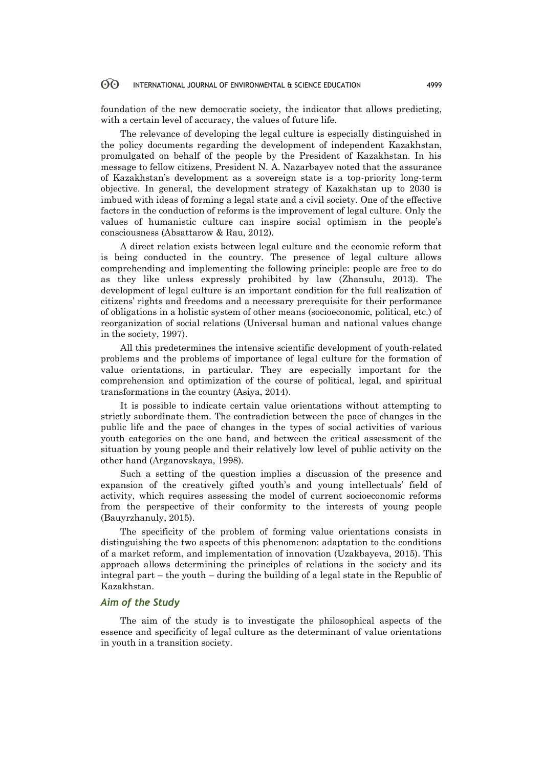foundation of the new democratic society, the indicator that allows predicting, with a certain level of accuracy, the values of future life.

The relevance of developing the legal culture is especially distinguished in the policy documents regarding the development of independent Kazakhstan, promulgated on behalf of the people by the President of Kazakhstan. In his message to fellow citizens, President N. A. Nazarbayev noted that the assurance of Kazakhstan's development as a sovereign state is a top-priority long-term objective. In general, the development strategy of Kazakhstan up to 2030 is imbued with ideas of forming a legal state and a civil society. One of the effective factors in the conduction of reforms is the improvement of legal culture. Only the values of humanistic culture can inspire social optimism in the people's consciousness (Absattarow & Rau, 2012).

A direct relation exists between legal culture and the economic reform that is being conducted in the country. The presence of legal culture allows comprehending and implementing the following principle: people are free to do as they like unless expressly prohibited by law (Zhansulu, 2013). The development of legal culture is an important condition for the full realization of citizens' rights and freedoms and a necessary prerequisite for their performance of obligations in a holistic system of other means (socioeconomic, political, etc.) of reorganization of social relations (Universal human and national values change in the society, 1997).

All this predetermines the intensive scientific development of youth-related problems and the problems of importance of legal culture for the formation of value orientations, in particular. They are especially important for the comprehension and optimization of the course of political, legal, and spiritual transformations in the country (Asiya, 2014).

It is possible to indicate certain value orientations without attempting to strictly subordinate them. The contradiction between the pace of changes in the public life and the pace of changes in the types of social activities of various youth categories on the one hand, and between the critical assessment of the situation by young people and their relatively low level of public activity on the other hand (Arganovskaya, 1998).

Such a setting of the question implies a discussion of the presence and expansion of the creatively gifted youth's and young intellectuals' field of activity, which requires assessing the model of current socioeconomic reforms from the perspective of their conformity to the interests of young people (Bauyrzhanuly, 2015).

The specificity of the problem of forming value orientations consists in distinguishing the two aspects of this phenomenon: adaptation to the conditions of a market reform, and implementation of innovation (Uzakbayeva, 2015). This approach allows determining the principles of relations in the society and its integral part – the youth – during the building of a legal state in the Republic of Kazakhstan.

## *Aim of the Study*

The aim of the study is to investigate the philosophical aspects of the essence and specificity of legal culture as the determinant of value orientations in youth in a transition society.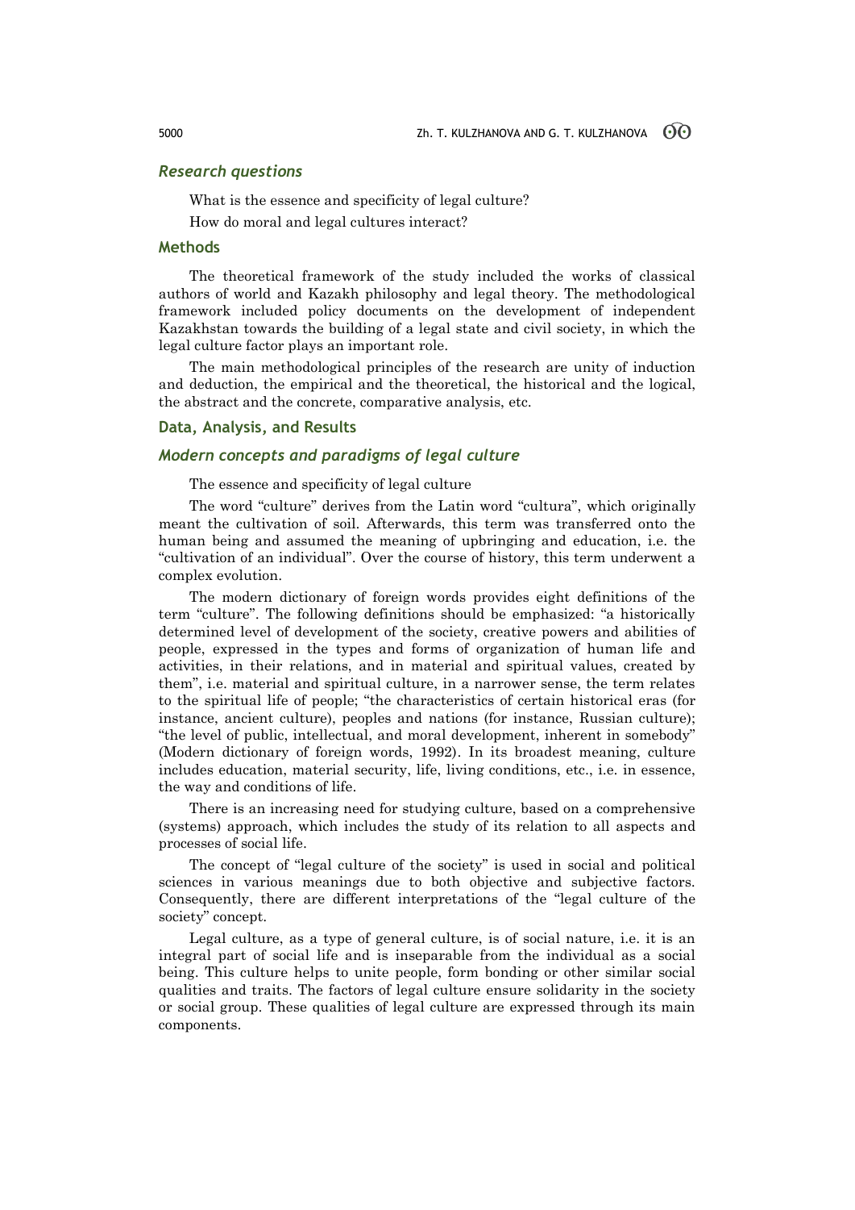### *Research questions*

What is the essence and specificity of legal culture?

How do moral and legal cultures interact?

### Methods

The theoretical framework of the study included the works of classical authors of world and Kazakh philosophy and legal theory. The methodological framework included policy documents on the development of independent Kazakhstan towards the building of a legal state and civil society, in which the legal culture factor plays an important role.

The main methodological principles of the research are unity of induction and deduction, the empirical and the theoretical, the historical and the logical, the abstract and the concrete, comparative analysis, etc.

### Data, Analysis, and Results

### *Modern concepts and paradigms of legal culture*

The essence and specificity of legal culture

The word "culture" derives from the Latin word "cultura", which originally meant the cultivation of soil. Afterwards, this term was transferred onto the human being and assumed the meaning of upbringing and education, i.e. the "cultivation of an individual". Over the course of history, this term underwent a complex evolution.

The modern dictionary of foreign words provides eight definitions of the term "culture". The following definitions should be emphasized: "a historically determined level of development of the society, creative powers and abilities of people, expressed in the types and forms of organization of human life and activities, in their relations, and in material and spiritual values, created by them", i.e. material and spiritual culture, in a narrower sense, the term relates to the spiritual life of people; "the characteristics of certain historical eras (for instance, ancient culture), peoples and nations (for instance, Russian culture); "the level of public, intellectual, and moral development, inherent in somebody" (Modern dictionary of foreign words, 1992). In its broadest meaning, culture includes education, material security, life, living conditions, etc., i.e. in essence, the way and conditions of life.

There is an increasing need for studying culture, based on a comprehensive (systems) approach, which includes the study of its relation to all aspects and processes of social life.

The concept of "legal culture of the society" is used in social and political sciences in various meanings due to both objective and subjective factors. Consequently, there are different interpretations of the "legal culture of the society" concept.

Legal culture, as a type of general culture, is of social nature, i.e. it is an integral part of social life and is inseparable from the individual as a social being. This culture helps to unite people, form bonding or other similar social qualities and traits. The factors of legal culture ensure solidarity in the society or social group. These qualities of legal culture are expressed through its main components.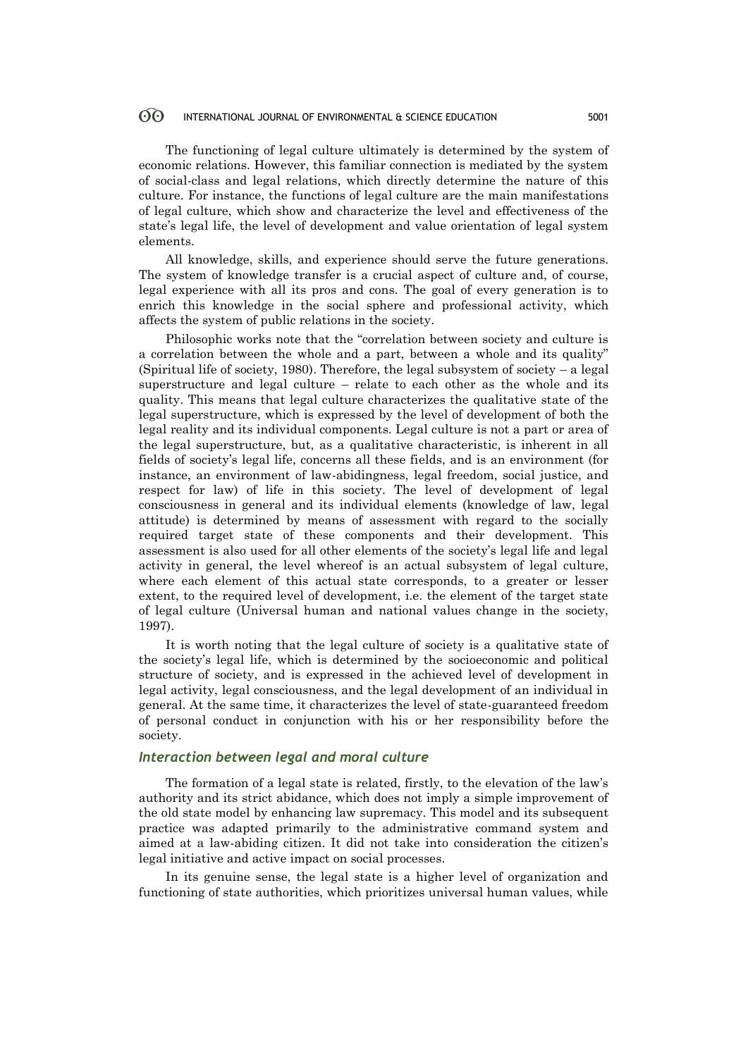The functioning of legal culture ultimately is determined by the system of economic relations. However, this familiar connection is mediated by the system of social-class and legal relations, which directly determine the nature of this culture. For instance, the functions of legal culture are the main manifestations of legal culture, which show and characterize the level and effectiveness of the state's legal life, the level of development and value orientation of legal system elements.

All knowledge, skills, and experience should serve the future generations. The system of knowledge transfer is a crucial aspect of culture and, of course, legal experience with all its pros and cons. The goal of every generation is to enrich this knowledge in the social sphere and professional activity, which affects the system of public relations in the society.

Philosophic works note that the "correlation between society and culture is a correlation between the whole and a part, between a whole and its quality" (Spiritual life of society, 1980). Therefore, the legal subsystem of society – a legal superstructure and legal culture – relate to each other as the whole and its quality. This means that legal culture characterizes the qualitative state of the legal superstructure, which is expressed by the level of development of both the legal reality and its individual components. Legal culture is not a part or area of the legal superstructure, but, as a qualitative characteristic, is inherent in all fields of society's legal life, concerns all these fields, and is an environment (for instance, an environment of law-abidingness, legal freedom, social justice, and respect for law) of life in this society. The level of development of legal consciousness in general and its individual elements (knowledge of law, legal attitude) is determined by means of assessment with regard to the socially required target state of these components and their development. This assessment is also used for all other elements of the society's legal life and legal activity in general, the level whereof is an actual subsystem of legal culture, where each element of this actual state corresponds, to a greater or lesser extent, to the required level of development, i.e. the element of the target state of legal culture (Universal human and national values change in the society, 1997).

It is worth noting that the legal culture of society is a qualitative state of the society's legal life, which is determined by the socioeconomic and political structure of society, and is expressed in the achieved level of development in legal activity, legal consciousness, and the legal development of an individual in general. At the same time, it characterizes the level of state-guaranteed freedom of personal conduct in conjunction with his or her responsibility before the society.

### *Interaction between legal and moral culture*

The formation of a legal state is related, firstly, to the elevation of the law's authority and its strict abidance, which does not imply a simple improvement of the old state model by enhancing law supremacy. This model and its subsequent practice was adapted primarily to the administrative command system and aimed at a law-abiding citizen. It did not take into consideration the citizen's legal initiative and active impact on social processes.

In its genuine sense, the legal state is a higher level of organization and functioning of state authorities, which prioritizes universal human values, while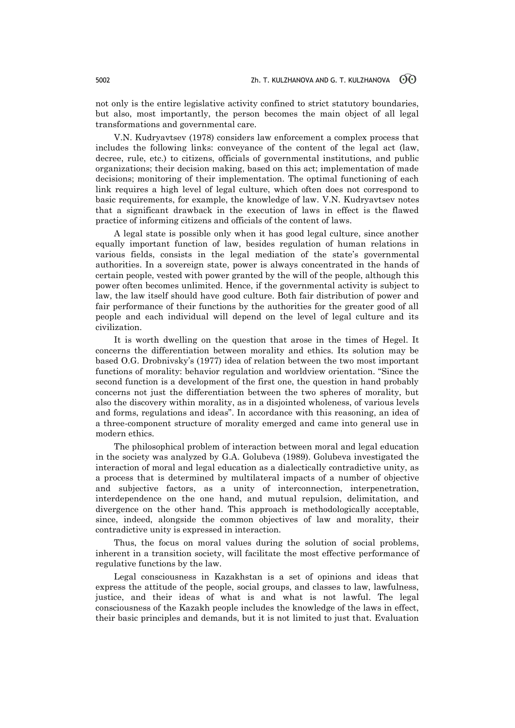not only is the entire legislative activity confined to strict statutory boundaries, but also, most importantly, the person becomes the main object of all legal transformations and governmental care.

V.N. Kudryavtsev (1978) considers law enforcement a complex process that includes the following links: conveyance of the content of the legal act (law, decree, rule, etc.) to citizens, officials of governmental institutions, and public organizations; their decision making, based on this act; implementation of made decisions; monitoring of their implementation. The optimal functioning of each link requires a high level of legal culture, which often does not correspond to basic requirements, for example, the knowledge of law. V.N. Kudryavtsev notes that a significant drawback in the execution of laws in effect is the flawed practice of informing citizens and officials of the content of laws.

A legal state is possible only when it has good legal culture, since another equally important function of law, besides regulation of human relations in various fields, consists in the legal mediation of the state's governmental authorities. In a sovereign state, power is always concentrated in the hands of certain people, vested with power granted by the will of the people, although this power often becomes unlimited. Hence, if the governmental activity is subject to law, the law itself should have good culture. Both fair distribution of power and fair performance of their functions by the authorities for the greater good of all people and each individual will depend on the level of legal culture and its civilization.

It is worth dwelling on the question that arose in the times of Hegel. It concerns the differentiation between morality and ethics. Its solution may be based O.G. Drobnivsky's (1977) idea of relation between the two most important functions of morality: behavior regulation and worldview orientation. "Since the second function is a development of the first one, the question in hand probably concerns not just the differentiation between the two spheres of morality, but also the discovery within morality, as in a disjointed wholeness, of various levels and forms, regulations and ideas". In accordance with this reasoning, an idea of a three-component structure of morality emerged and came into general use in modern ethics.

The philosophical problem of interaction between moral and legal education in the society was analyzed by G.A. Golubeva (1989). Golubeva investigated the interaction of moral and legal education as a dialectically contradictive unity, as a process that is determined by multilateral impacts of a number of objective and subjective factors, as a unity of interconnection, interpenetration, interdependence on the one hand, and mutual repulsion, delimitation, and divergence on the other hand. This approach is methodologically acceptable, since, indeed, alongside the common objectives of law and morality, their contradictive unity is expressed in interaction.

Thus, the focus on moral values during the solution of social problems, inherent in a transition society, will facilitate the most effective performance of regulative functions by the law.

Legal consciousness in Kazakhstan is a set of opinions and ideas that express the attitude of the people, social groups, and classes to law, lawfulness, justice, and their ideas of what is and what is not lawful. The legal consciousness of the Kazakh people includes the knowledge of the laws in effect, their basic principles and demands, but it is not limited to just that. Evaluation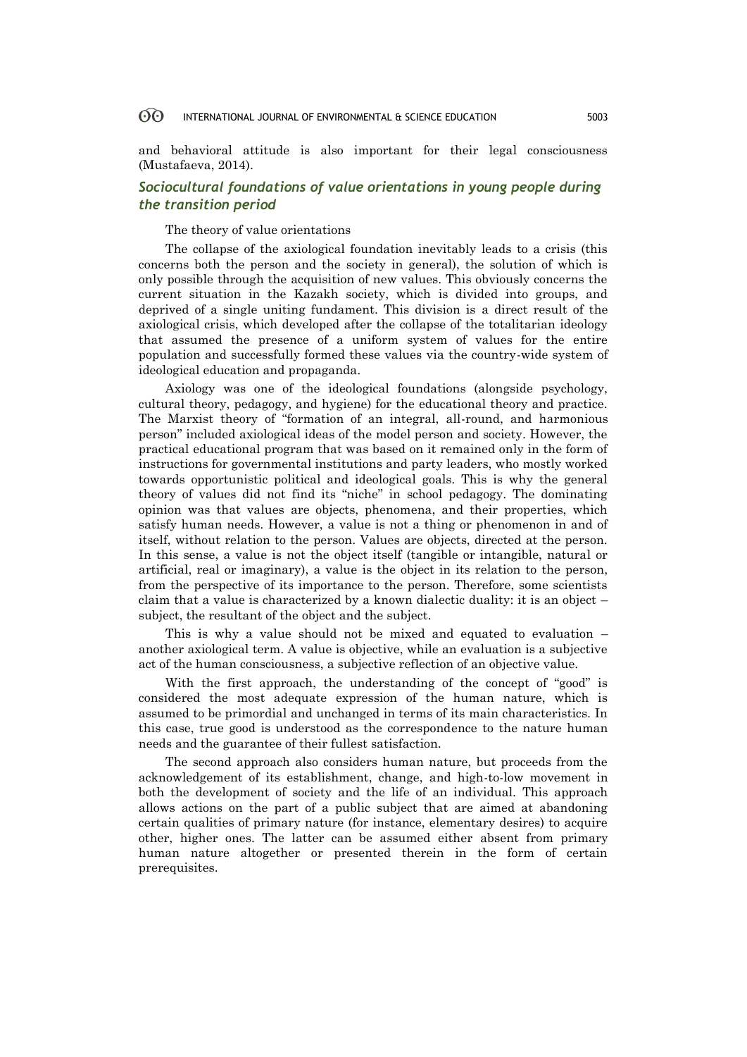and behavioral attitude is also important for their legal consciousness (Mustafaeva, 2014).

## *Sociocultural foundations of value orientations in young people during the transition period*

The theory of value orientations

The collapse of the axiological foundation inevitably leads to a crisis (this concerns both the person and the society in general), the solution of which is only possible through the acquisition of new values. This obviously concerns the current situation in the Kazakh society, which is divided into groups, and deprived of a single uniting fundament. This division is a direct result of the axiological crisis, which developed after the collapse of the totalitarian ideology that assumed the presence of a uniform system of values for the entire population and successfully formed these values via the country-wide system of ideological education and propaganda.

Axiology was one of the ideological foundations (alongside psychology, cultural theory, pedagogy, and hygiene) for the educational theory and practice. The Marxist theory of "formation of an integral, all-round, and harmonious person" included axiological ideas of the model person and society. However, the practical educational program that was based on it remained only in the form of instructions for governmental institutions and party leaders, who mostly worked towards opportunistic political and ideological goals. This is why the general theory of values did not find its "niche" in school pedagogy. The dominating opinion was that values are objects, phenomena, and their properties, which satisfy human needs. However, a value is not a thing or phenomenon in and of itself, without relation to the person. Values are objects, directed at the person. In this sense, a value is not the object itself (tangible or intangible, natural or artificial, real or imaginary), a value is the object in its relation to the person, from the perspective of its importance to the person. Therefore, some scientists claim that a value is characterized by a known dialectic duality: it is an object – subject, the resultant of the object and the subject.

This is why a value should not be mixed and equated to evaluation – another axiological term. A value is objective, while an evaluation is a subjective act of the human consciousness, a subjective reflection of an objective value.

With the first approach, the understanding of the concept of "good" is considered the most adequate expression of the human nature, which is assumed to be primordial and unchanged in terms of its main characteristics. In this case, true good is understood as the correspondence to the nature human needs and the guarantee of their fullest satisfaction.

The second approach also considers human nature, but proceeds from the acknowledgement of its establishment, change, and high-to-low movement in both the development of society and the life of an individual. This approach allows actions on the part of a public subject that are aimed at abandoning certain qualities of primary nature (for instance, elementary desires) to acquire other, higher ones. The latter can be assumed either absent from primary human nature altogether or presented therein in the form of certain prerequisites.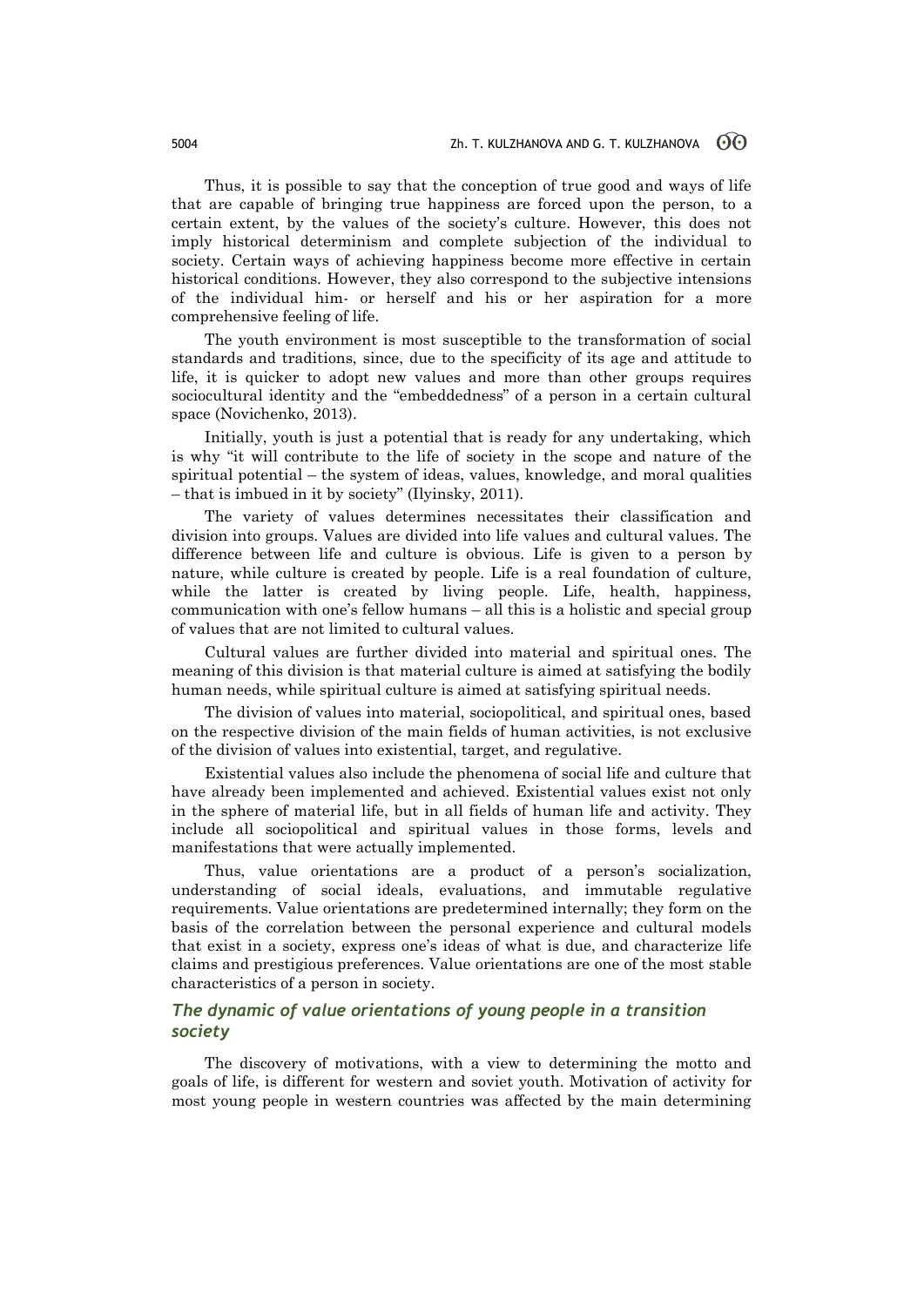Thus, it is possible to say that the conception of true good and ways of life that are capable of bringing true happiness are forced upon the person, to a certain extent, by the values of the society's culture. However, this does not imply historical determinism and complete subjection of the individual to society. Certain ways of achieving happiness become more effective in certain historical conditions. However, they also correspond to the subjective intensions of the individual him- or herself and his or her aspiration for a more comprehensive feeling of life.

The youth environment is most susceptible to the transformation of social standards and traditions, since, due to the specificity of its age and attitude to life, it is quicker to adopt new values and more than other groups requires sociocultural identity and the "embeddedness" of a person in a certain cultural space (Novichenko, 2013).

Initially, youth is just a potential that is ready for any undertaking, which is why "it will contribute to the life of society in the scope and nature of the spiritual potential – the system of ideas, values, knowledge, and moral qualities – that is imbued in it by society" (Ilyinsky, 2011).

The variety of values determines necessitates their classification and division into groups. Values are divided into life values and cultural values. The difference between life and culture is obvious. Life is given to a person by nature, while culture is created by people. Life is a real foundation of culture, while the latter is created by living people. Life, health, happiness, communication with one's fellow humans – all this is a holistic and special group of values that are not limited to cultural values.

Cultural values are further divided into material and spiritual ones. The meaning of this division is that material culture is aimed at satisfying the bodily human needs, while spiritual culture is aimed at satisfying spiritual needs.

The division of values into material, sociopolitical, and spiritual ones, based on the respective division of the main fields of human activities, is not exclusive of the division of values into existential, target, and regulative.

Existential values also include the phenomena of social life and culture that have already been implemented and achieved. Existential values exist not only in the sphere of material life, but in all fields of human life and activity. They include all sociopolitical and spiritual values in those forms, levels and manifestations that were actually implemented.

Thus, value orientations are a product of a person's socialization, understanding of social ideals, evaluations, and immutable regulative requirements. Value orientations are predetermined internally; they form on the basis of the correlation between the personal experience and cultural models that exist in a society, express one's ideas of what is due, and characterize life claims and prestigious preferences. Value orientations are one of the most stable characteristics of a person in society.

## *The dynamic of value orientations of young people in a transition society*

The discovery of motivations, with a view to determining the motto and goals of life, is different for western and soviet youth. Motivation of activity for most young people in western countries was affected by the main determining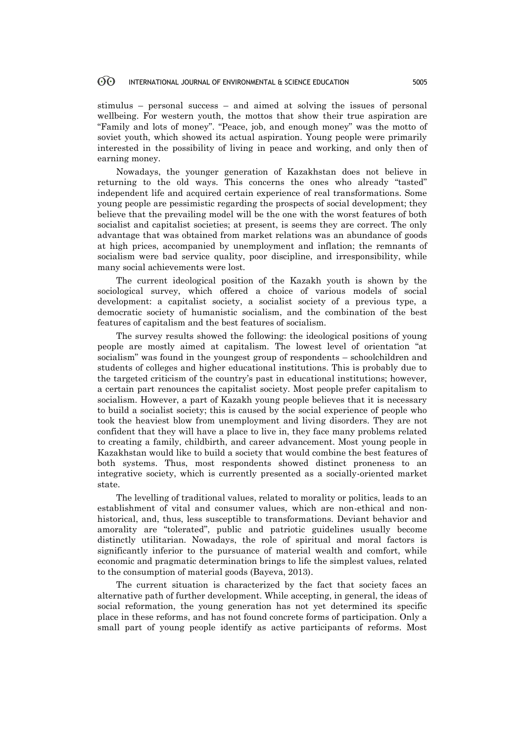stimulus – personal success – and aimed at solving the issues of personal wellbeing. For western youth, the mottos that show their true aspiration are "Family and lots of money". "Peace, job, and enough money" was the motto of soviet youth, which showed its actual aspiration. Young people were primarily interested in the possibility of living in peace and working, and only then of earning money.

Nowadays, the younger generation of Kazakhstan does not believe in returning to the old ways. This concerns the ones who already "tasted" independent life and acquired certain experience of real transformations. Some young people are pessimistic regarding the prospects of social development; they believe that the prevailing model will be the one with the worst features of both socialist and capitalist societies; at present, is seems they are correct. The only advantage that was obtained from market relations was an abundance of goods at high prices, accompanied by unemployment and inflation; the remnants of socialism were bad service quality, poor discipline, and irresponsibility, while many social achievements were lost.

The current ideological position of the Kazakh youth is shown by the sociological survey, which offered a choice of various models of social development: a capitalist society, a socialist society of a previous type, a democratic society of humanistic socialism, and the combination of the best features of capitalism and the best features of socialism.

The survey results showed the following: the ideological positions of young people are mostly aimed at capitalism. The lowest level of orientation "at socialism" was found in the youngest group of respondents – schoolchildren and students of colleges and higher educational institutions. This is probably due to the targeted criticism of the country's past in educational institutions; however, a certain part renounces the capitalist society. Most people prefer capitalism to socialism. However, a part of Kazakh young people believes that it is necessary to build a socialist society; this is caused by the social experience of people who took the heaviest blow from unemployment and living disorders. They are not confident that they will have a place to live in, they face many problems related to creating a family, childbirth, and career advancement. Most young people in Kazakhstan would like to build a society that would combine the best features of both systems. Thus, most respondents showed distinct proneness to an integrative society, which is currently presented as a socially-oriented market state.

The levelling of traditional values, related to morality or politics, leads to an establishment of vital and consumer values, which are non-ethical and non-historical, and, thus, less susceptible to transformations. Deviant behavior and amorality are "tolerated", public and patriotic guidelines usually become distinctly utilitarian. Nowadays, the role of spiritual and moral factors is significantly inferior to the pursuance of material wealth and comfort, while economic and pragmatic determination brings to life the simplest values, related to the consumption of material goods (Bayeva, 2013).

The current situation is characterized by the fact that society faces an alternative path of further development. While accepting, in general, the ideas of social reformation, the young generation has not yet determined its specific place in these reforms, and has not found concrete forms of participation. Only a small part of young people identify as active participants of reforms. Most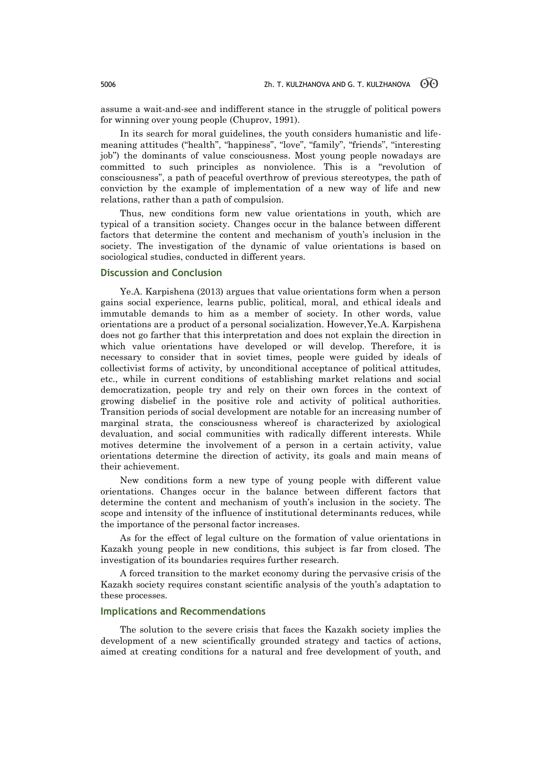assume a wait-and-see and indifferent stance in the struggle of political powers for winning over young people (Chuprov, 1991).

In its search for moral guidelines, the youth considers humanistic and life-meaning attitudes ("health", "happiness", "love", "family", "friends", "interesting job") the dominants of value consciousness. Most young people nowadays are committed to such principles as nonviolence. This is a "revolution of consciousness", a path of peaceful overthrow of previous stereotypes, the path of conviction by the example of implementation of a new way of life and new relations, rather than a path of compulsion.

Thus, new conditions form new value orientations in youth, which are typical of a transition society. Changes occur in the balance between different factors that determine the content and mechanism of youth's inclusion in the society. The investigation of the dynamic of value orientations is based on sociological studies, conducted in different years.

## Discussion and Conclusion

Ye.A. Karpishena (2013) argues that value orientations form when a person gains social experience, learns public, political, moral, and ethical ideals and immutable demands to him as a member of society. In other words, value orientations are a product of a personal socialization. However, Ye.A. Karpishena does not go farther that this interpretation and does not explain the direction in which value orientations have developed or will develop. Therefore, it is necessary to consider that in soviet times, people were guided by ideals of collectivist forms of activity, by unconditional acceptance of political attitudes, etc., while in current conditions of establishing market relations and social democratization, people try and rely on their own forces in the context of growing disbelief in the positive role and activity of political authorities. Transition periods of social development are notable for an increasing number of marginal strata, the consciousness whereof is characterized by axiological devaluation, and social communities with radically different interests. While motives determine the involvement of a person in a certain activity, value orientations determine the direction of activity, its goals and main means of their achievement.

New conditions form a new type of young people with different value orientations. Changes occur in the balance between different factors that determine the content and mechanism of youth's inclusion in the society. The scope and intensity of the influence of institutional determinants reduces, while the importance of the personal factor increases.

As for the effect of legal culture on the formation of value orientations in Kazakh young people in new conditions, this subject is far from closed. The investigation of its boundaries requires further research.

A forced transition to the market economy during the pervasive crisis of the Kazakh society requires constant scientific analysis of the youth's adaptation to these processes.

## Implications and Recommendations

The solution to the severe crisis that faces the Kazakh society implies the development of a new scientifically grounded strategy and tactics of actions, aimed at creating conditions for a natural and free development of youth, and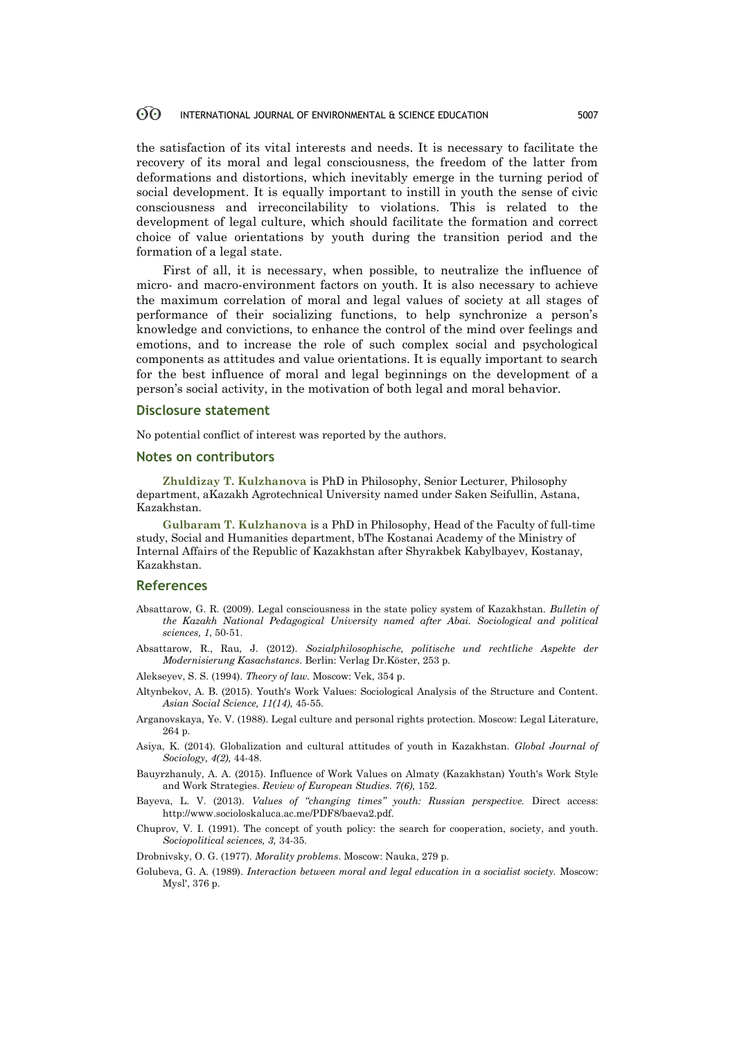the satisfaction of its vital interests and needs. It is necessary to facilitate the recovery of its moral and legal consciousness, the freedom of the latter from deformations and distortions, which inevitably emerge in the turning period of social development. It is equally important to instill in youth the sense of civic consciousness and irreconcilability to violations. This is related to the development of legal culture, which should facilitate the formation and correct choice of value orientations by youth during the transition period and the formation of a legal state.

First of all, it is necessary, when possible, to neutralize the influence of micro- and macro-environment factors on youth. It is also necessary to achieve the maximum correlation of moral and legal values of society at all stages of performance of their socializing functions, to help synchronize a person's knowledge and convictions, to enhance the control of the mind over feelings and emotions, and to increase the role of such complex social and psychological components as attitudes and value orientations. It is equally important to search for the best influence of moral and legal beginnings on the development of a person's social activity, in the motivation of both legal and moral behavior.

## Disclosure statement

No potential conflict of interest was reported by the authors.

## Notes on contributors

**Zhuldizay T. Kulzhanova** is PhD in Philosophy, Senior Lecturer, Philosophy department, aKazakh Agrotechnical University named under Saken Seifullin, Astana, Kazakhstan.

**Gulbaram T. Kulzhanova** is a PhD in Philosophy, Head of the Faculty of full-time study, Social and Humanities department, bThe Kostanai Academy of the Ministry of Internal Affairs of the Republic of Kazakhstan after Shyrakbek Kabylbayev, Kostanay, Kazakhstan.

## References

Absattarow, G. R. (2009). Legal consciousness in the state policy system of Kazakhstan. *Bulletin of the Kazakh National Pedagogical University named after Abai. Sociological and political sciences, 1*, 50-51.

Absattarow, R., Rau, J. (2012). *Sozialphilosophische, politische und rechtliche Aspekte der Modernisierung Kasachstancs*. Berlin: Verlag Dr.Köster, 253 p.

Alekseyev, S. S. (1994). *Theory of law.* Moscow: Vek, 354 p.

Altynbekov, A. B. (2015). Youth's Work Values: Sociological Analysis of the Structure and Content. *Asian Social Science, 11(14),* 45-55.

Arganovskaya, Ye. V. (1988). Legal culture and personal rights protection. Moscow: Legal Literature, 264 p.

Asiya, K. (2014). Globalization and cultural attitudes of youth in Kazakhstan. *Global Journal of Sociology, 4(2),* 44-48.

Bauyrzhanuly, A. A. (2015). Influence of Work Values on Almaty (Kazakhstan) Youth's Work Style and Work Strategies. *Review of European Studies. 7(6),* 152.

Bayeva, L. V. (2013). *Values of "changing times" youth: Russian perspective.* Direct access: http://www.socioloskaluca.ac.me/PDF8/baeva2.pdf.

Chuprov, V. I. (1991). The concept of youth policy: the search for cooperation, society, and youth. *Sociopolitical sciences, 3,* 34-35.

Drobnivsky, O. G. (1977). *Morality problems*. Moscow: Nauka, 279 p.

Golubeva, G. A. (1989). *Interaction between moral and legal education in a socialist society.* Moscow: Mysl', 376 p.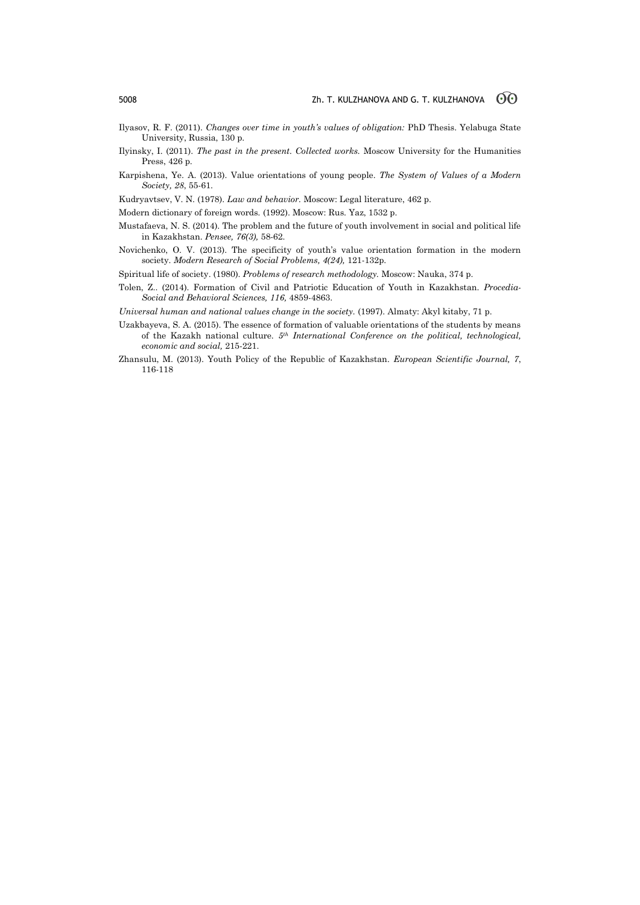Ilyasov, R. F. (2011). *Changes over time in youth's values of obligation:* PhD Thesis. Yelabuga State University, Russia, 130 p.

Ilyinsky, I. (2011). *The past in the present. Collected works.* Moscow University for the Humanities Press, 426 p.

Karpishena, Ye. A. (2013). Value orientations of young people. *The System of Values of a Modern Society, 28*, 55-61.

Kudryavtsev, V. N. (1978). *Law and behavior.* Moscow: Legal literature, 462 p.

Modern dictionary of foreign words. (1992). Moscow: Rus. Yaz, 1532 p.

Mustafaeva, N. S. (2014). The problem and the future of youth involvement in social and political life in Kazakhstan. *Pensee, 76(3),* 58-62.

Novichenko, O. V. (2013). The specificity of youth's value orientation formation in the modern society. *Modern Research of Social Problems, 4(24),* 121-132p.

Spiritual life of society. (1980). *Problems of research methodology.* Moscow: Nauka, 374 p.

Tolen, Z.. (2014). Formation of Civil and Patriotic Education of Youth in Kazakhstan. *Procedia-Social and Behavioral Sciences, 116,* 4859-4863.

*Universal human and national values change in the society.* (1997). Almaty: Akyl kitaby, 71 p.

Uzakbayeva, S. A. (2015). The essence of formation of valuable orientations of the students by means of the Kazakh national culture. *5th International Conference on the political, technological, economic and social,* 215-221.

Zhansulu, M. (2013). Youth Policy of the Republic of Kazakhstan. *European Scientific Journal, 7*, 116-118